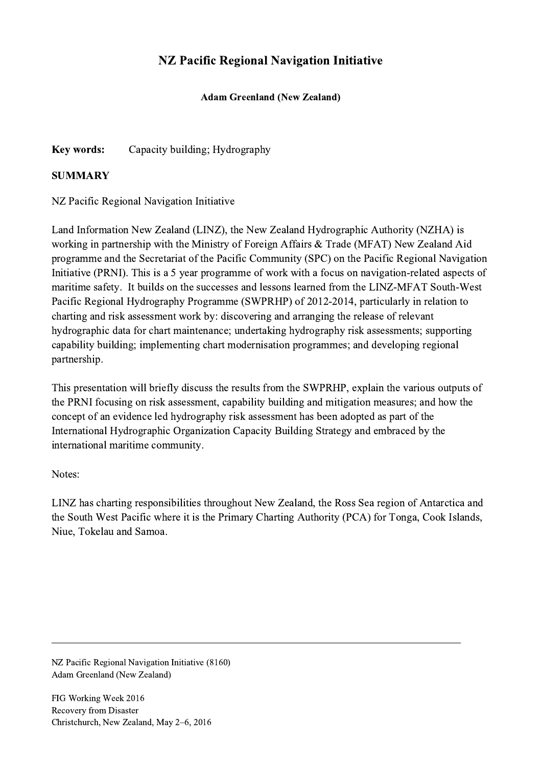# NZ Pacific Regional Navigation Initiative

**Adam Greenland (New Zealand)**

**Key words:** Capacity building; Hydrography

**SUMMARY**

NZ Pacific Regional Navigation Initiative

Land Information New Zealand (LINZ), the New Zealand Hydrographic Authority (NZHA) is working in partnership with the Ministry of Foreign Affairs & Trade (MFAT) New Zealand Aid programme and the Secretariat of the Pacific Community (SPC) on the Pacific Regional Navigation Initiative (PRNI). This is a 5 year programme of work with a focus on navigation-related aspects of maritime safety. It builds on the successes and lessons learned from the LINZ-MFAT South-West Pacific Regional Hydrography Programme (SWPRHP) of 2012-2014, particularly in relation to charting and risk assessment work by: discovering and arranging the release of relevant hydrographic data for chart maintenance; undertaking hydrography risk assessments; supporting capability building; implementing chart modernisation programmes; and developing regional partnership.

This presentation will briefly discuss the results from the SWPRHP, explain the various outputs of the PRNI focusing on risk assessment, capability building and mitigation measures; and how the concept of an evidence led hydrography risk assessment has been adopted as part of the International Hydrographic Organization Capacity Building Strategy and embraced by the international maritime community.

Notes:

LINZ has charting responsibilities throughout New Zealand, the Ross Sea region of Antarctica and the South West Pacific where it is the Primary Charting Authority (PCA) for Tonga, Cook Islands, Niue, Tokelau and Samoa.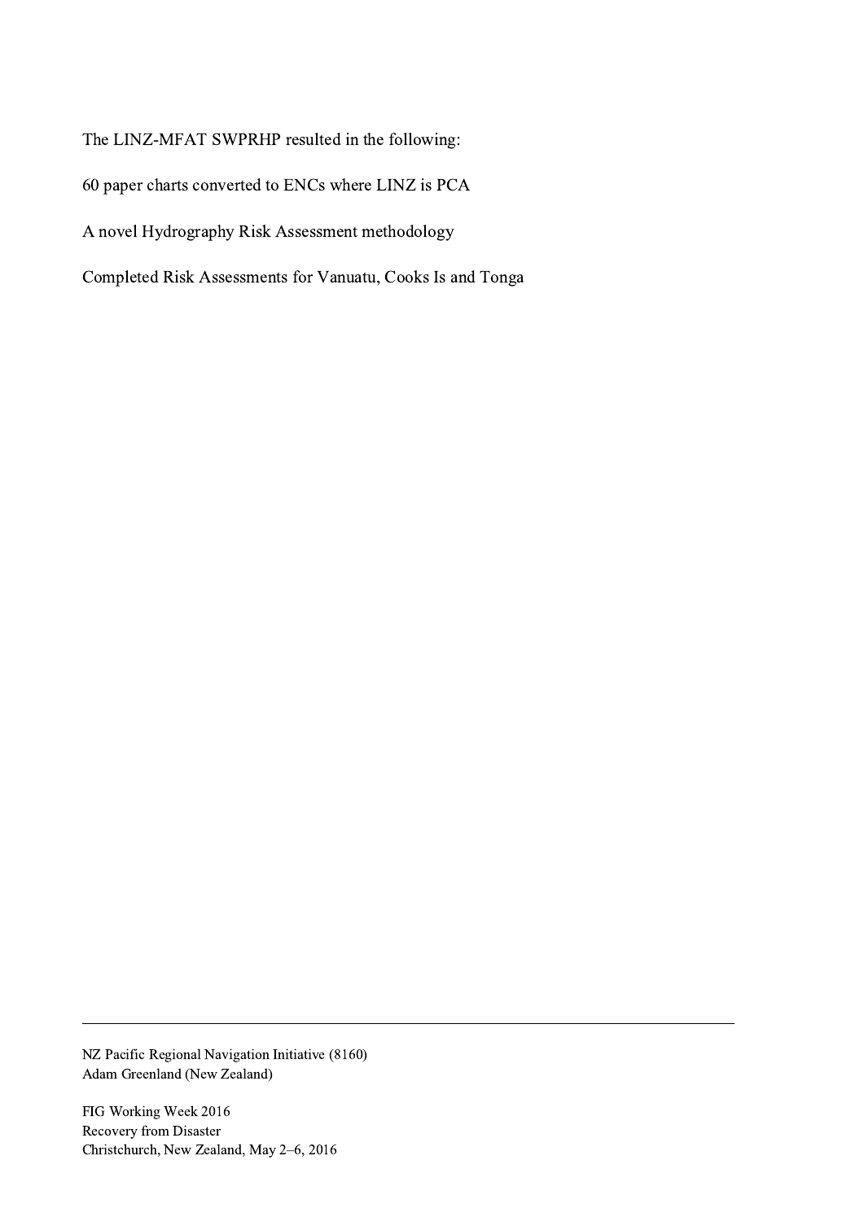The LINZ-MFAT SWPRHP resulted in the following:

60 paper charts converted to ENCs where LINZ is PCA

A novel Hydrography Risk Assessment methodology

Completed Risk Assessments for Vanuatu, Cooks Is and Tonga